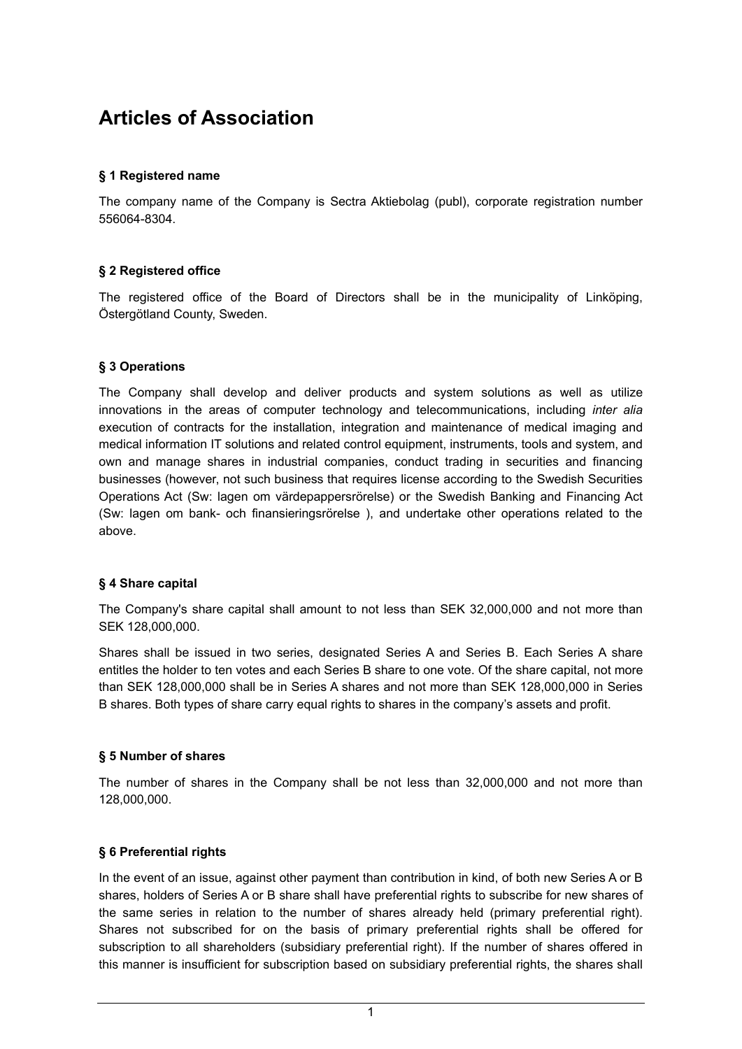# Articles of Association

### § 1 Registered name

The company name of the Company is Sectra Aktiebolag (publ), corporate registration number 556064-8304.

### § 2 Registered office

The registered office of the Board of Directors shall be in the municipality of Linköping, Östergötland County, Sweden.

### § 3 Operations

The Company shall develop and deliver products and system solutions as well as utilize innovations in the areas of computer technology and telecommunications, including *inter alia* execution of contracts for the installation, integration and maintenance of medical imaging and medical information IT solutions and related control equipment, instruments, tools and system, and own and manage shares in industrial companies, conduct trading in securities and financing businesses (however, not such business that requires license according to the Swedish Securities Operations Act (Sw: lagen om värdepappersrörelse) or the Swedish Banking and Financing Act (Sw: lagen om bank- och finansieringsrörelse ), and undertake other operations related to the above.

### § 4 Share capital

The Company's share capital shall amount to not less than SEK 32,000,000 and not more than SEK 128,000,000.

Shares shall be issued in two series, designated Series A and Series B. Each Series A share entitles the holder to ten votes and each Series B share to one vote. Of the share capital, not more than SEK 128,000,000 shall be in Series A shares and not more than SEK 128,000,000 in Series B shares. Both types of share carry equal rights to shares in the company's assets and profit.

### § 5 Number of shares

The number of shares in the Company shall be not less than 32,000,000 and not more than 128,000,000.

### § 6 Preferential rights

In the event of an issue, against other payment than contribution in kind, of both new Series A or B shares, holders of Series A or B share shall have preferential rights to subscribe for new shares of the same series in relation to the number of shares already held (primary preferential right). Shares not subscribed for on the basis of primary preferential rights shall be offered for subscription to all shareholders (subsidiary preferential right). If the number of shares offered in this manner is insufficient for subscription based on subsidiary preferential rights, the shares shall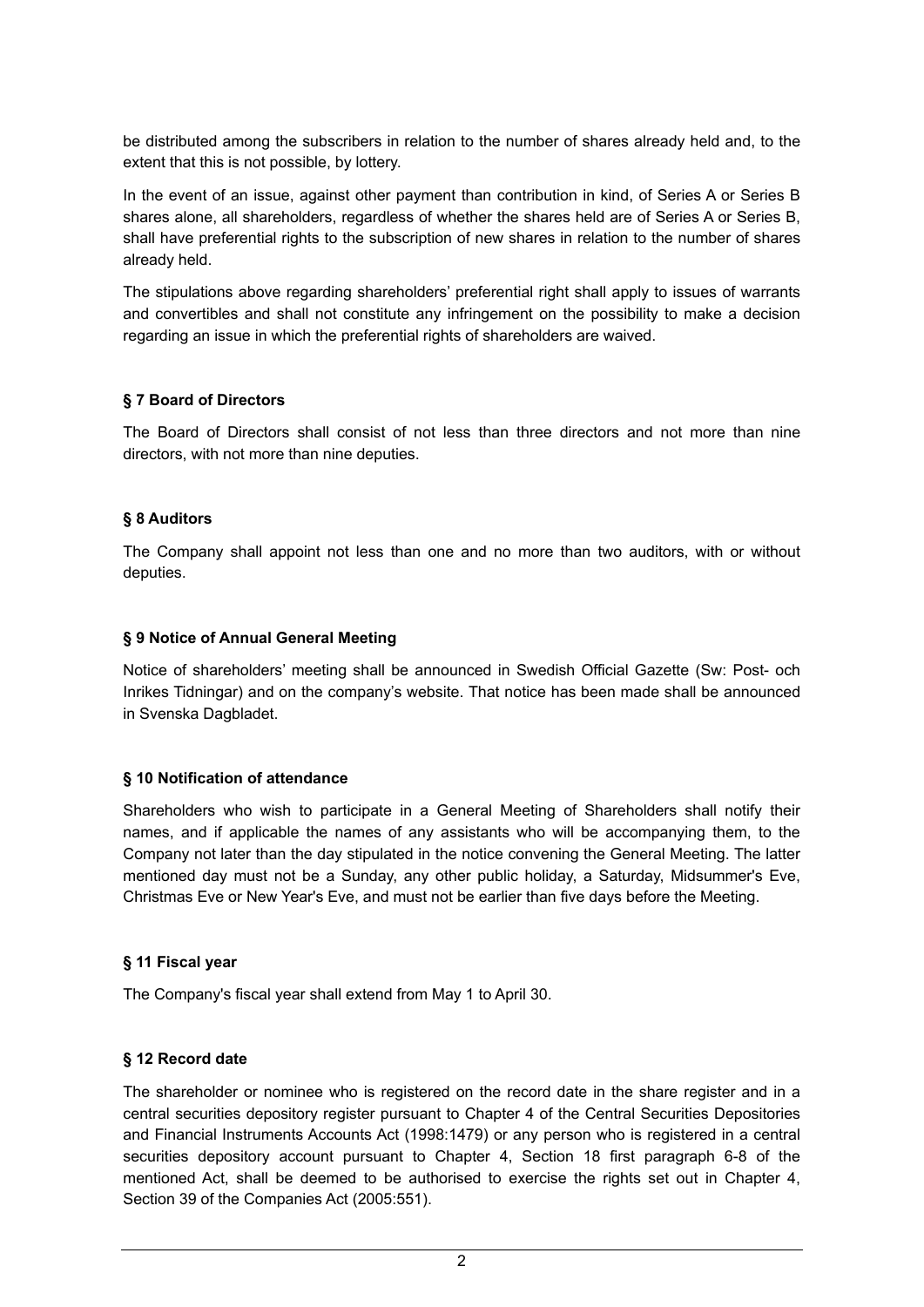be distributed among the subscribers in relation to the number of shares already held and, to the extent that this is not possible, by lottery.

In the event of an issue, against other payment than contribution in kind, of Series A or Series B shares alone, all shareholders, regardless of whether the shares held are of Series A or Series B, shall have preferential rights to the subscription of new shares in relation to the number of shares already held.

The stipulations above regarding shareholders' preferential right shall apply to issues of warrants and convertibles and shall not constitute any infringement on the possibility to make a decision regarding an issue in which the preferential rights of shareholders are waived.

**§ 7 Board of Directors**

The Board of Directors shall consist of not less than three directors and not more than nine directors, with not more than nine deputies.

**§ 8 Auditors**

The Company shall appoint not less than one and no more than two auditors, with or without deputies.

**§ 9 Notice of Annual General Meeting**

Notice of shareholders' meeting shall be announced in Swedish Official Gazette (Sw: Post- och Inrikes Tidningar) and on the company's website. That notice has been made shall be announced in Svenska Dagbladet.

**§ 10 Notification of attendance**

Shareholders who wish to participate in a General Meeting of Shareholders shall notify their names, and if applicable the names of any assistants who will be accompanying them, to the Company not later than the day stipulated in the notice convening the General Meeting. The latter mentioned day must not be a Sunday, any other public holiday, a Saturday, Midsummer's Eve, Christmas Eve or New Year's Eve, and must not be earlier than five days before the Meeting.

**§ 11 Fiscal year**

The Company's fiscal year shall extend from May 1 to April 30.

**§ 12 Record date**

The shareholder or nominee who is registered on the record date in the share register and in a central securities depository register pursuant to Chapter 4 of the Central Securities Depositories and Financial Instruments Accounts Act (1998:1479) or any person who is registered in a central securities depository account pursuant to Chapter 4, Section 18 first paragraph 6-8 of the mentioned Act, shall be deemed to be authorised to exercise the rights set out in Chapter 4, Section 39 of the Companies Act (2005:551).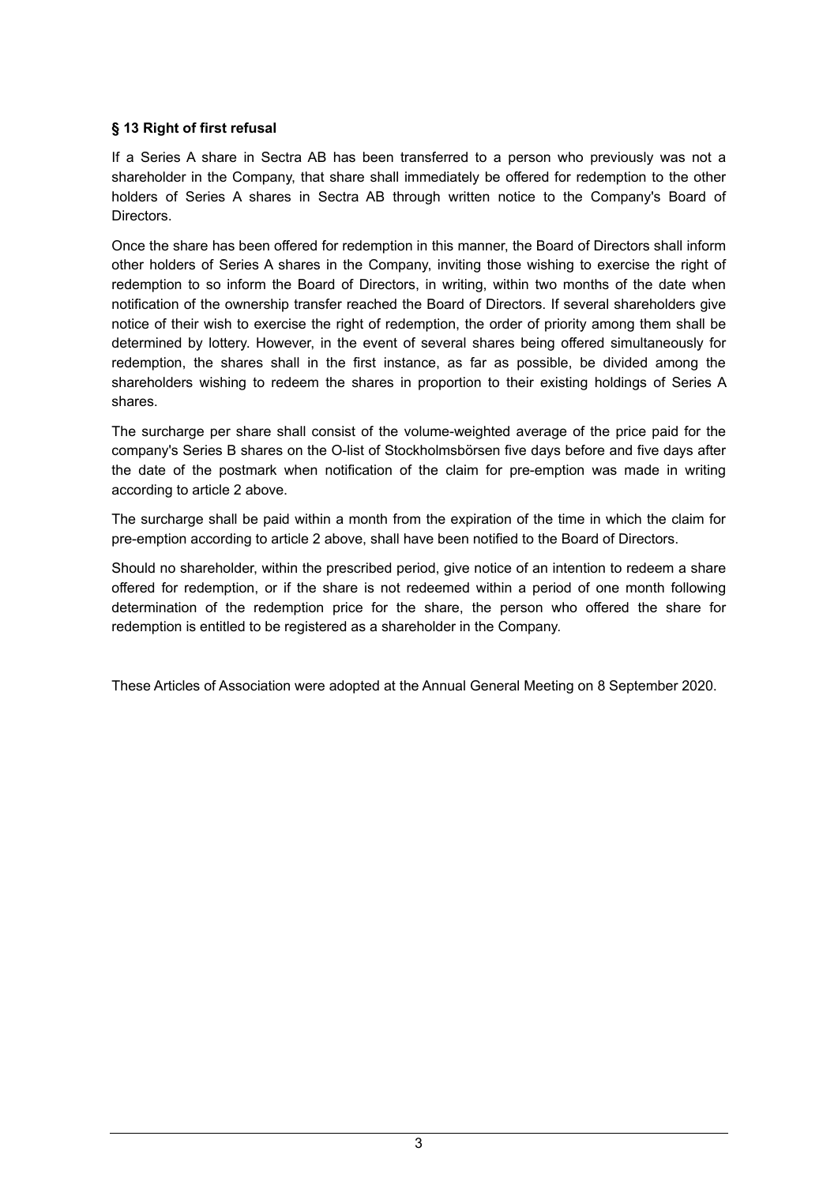**§ 13 Right of first refusal**

If a Series A share in Sectra AB has been transferred to a person who previously was not a shareholder in the Company, that share shall immediately be offered for redemption to the other holders of Series A shares in Sectra AB through written notice to the Company's Board of Directors.

Once the share has been offered for redemption in this manner, the Board of Directors shall inform other holders of Series A shares in the Company, inviting those wishing to exercise the right of redemption to so inform the Board of Directors, in writing, within two months of the date when notification of the ownership transfer reached the Board of Directors. If several shareholders give notice of their wish to exercise the right of redemption, the order of priority among them shall be determined by lottery. However, in the event of several shares being offered simultaneously for redemption, the shares shall in the first instance, as far as possible, be divided among the shareholders wishing to redeem the shares in proportion to their existing holdings of Series A shares.

The surcharge per share shall consist of the volume-weighted average of the price paid for the company's Series B shares on the O-list of Stockholmsbörsen five days before and five days after the date of the postmark when notification of the claim for pre-emption was made in writing according to article 2 above.

The surcharge shall be paid within a month from the expiration of the time in which the claim for pre-emption according to article 2 above, shall have been notified to the Board of Directors.

Should no shareholder, within the prescribed period, give notice of an intention to redeem a share offered for redemption, or if the share is not redeemed within a period of one month following determination of the redemption price for the share, the person who offered the share for redemption is entitled to be registered as a shareholder in the Company.

These Articles of Association were adopted at the Annual General Meeting on 8 September 2020.